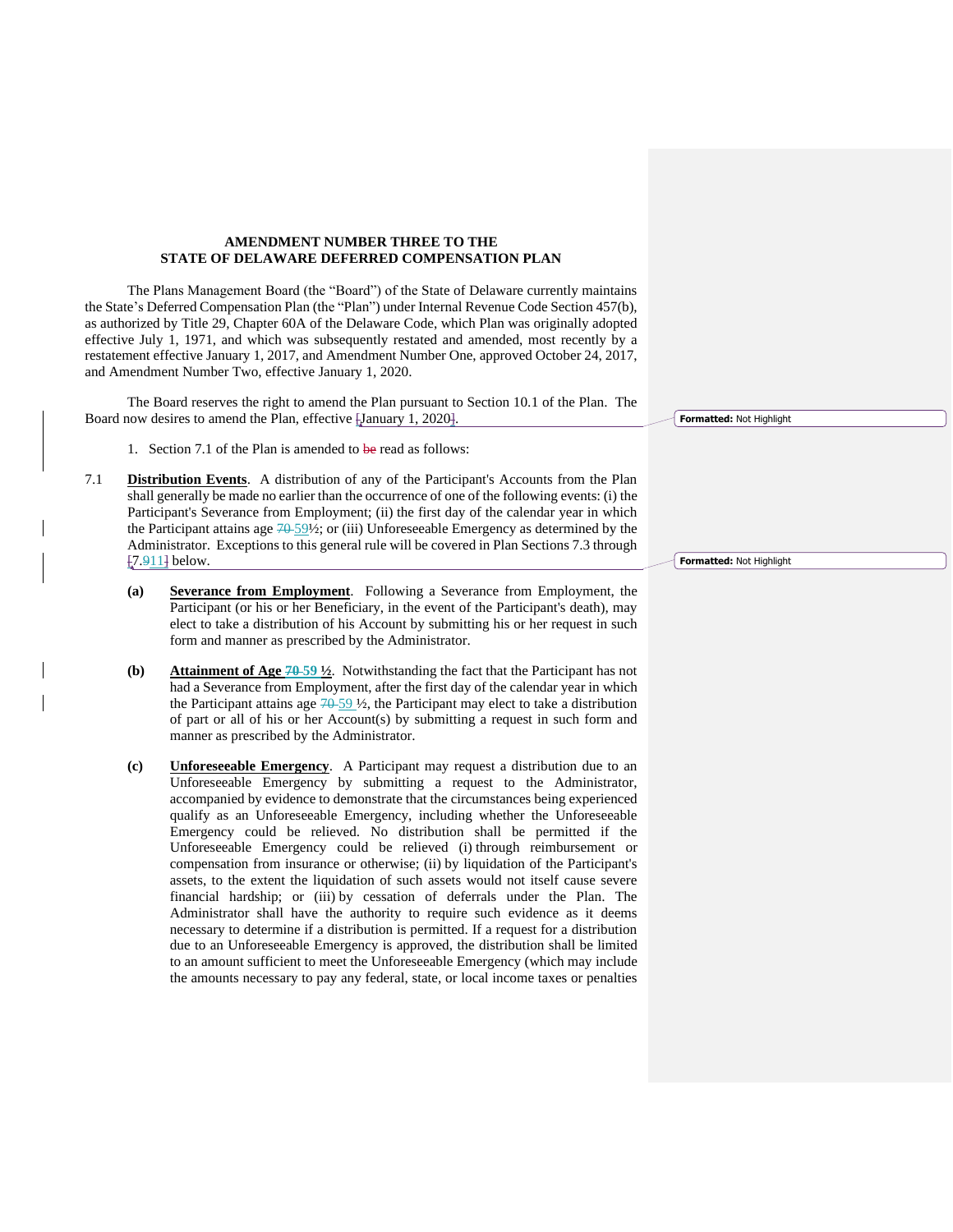**AMENDMENT NUMBER THREE TO THE STATE OF DELAWARE DEFERRED COMPENSATION PLAN**

The Plans Management Board (the "Board") of the State of Delaware currently maintains the State's Deferred Compensation Plan (the "Plan") under Internal Revenue Code Section 457(b), as authorized by Title 29, Chapter 60A of the Delaware Code, which Plan was originally adopted effective July 1, 1971, and which was subsequently restated and amended, most recently by a restatement effective January 1, 2017, and Amendment Number One, approved October 24, 2017, and Amendment Number Two, effective January 1, 2020.

The Board reserves the right to amend the Plan pursuant to Section 10.1 of the Plan. The Board now desires to amend the Plan, effective [January 1, 2020].

1. Section 7.1 of the Plan is amended to ~~be~~ read as follows:

7.1 **Distribution Events**. A distribution of any of the Participant's Accounts from the Plan shall generally be made no earlier than the occurrence of one of the following events: (i) the Participant's Severance from Employment; (ii) the first day of the calendar year in which the Participant attains age ~~70~~ 59½; or (iii) Unforeseeable Emergency as determined by the Administrator. Exceptions to this general rule will be covered in Plan Sections 7.3 through [7.~~9~~11] below.

**(a)** **Severance from Employment**. Following a Severance from Employment, the Participant (or his or her Beneficiary, in the event of the Participant's death), may elect to take a distribution of his Account by submitting his or her request in such form and manner as prescribed by the Administrator.

**(b)** **Attainment of Age ~~70~~ 59 ½**. Notwithstanding the fact that the Participant has not had a Severance from Employment, after the first day of the calendar year in which the Participant attains age ~~70~~ 59 ½, the Participant may elect to take a distribution of part or all of his or her Account(s) by submitting a request in such form and manner as prescribed by the Administrator.

**(c)** **Unforeseeable Emergency**. A Participant may request a distribution due to an Unforeseeable Emergency by submitting a request to the Administrator, accompanied by evidence to demonstrate that the circumstances being experienced qualify as an Unforeseeable Emergency, including whether the Unforeseeable Emergency could be relieved. No distribution shall be permitted if the Unforeseeable Emergency could be relieved (i) through reimbursement or compensation from insurance or otherwise; (ii) by liquidation of the Participant's assets, to the extent the liquidation of such assets would not itself cause severe financial hardship; or (iii) by cessation of deferrals under the Plan. The Administrator shall have the authority to require such evidence as it deems necessary to determine if a distribution is permitted. If a request for a distribution due to an Unforeseeable Emergency is approved, the distribution shall be limited to an amount sufficient to meet the Unforeseeable Emergency (which may include the amounts necessary to pay any federal, state, or local income taxes or penalties

Formatted: Not Highlight

Formatted: Not Highlight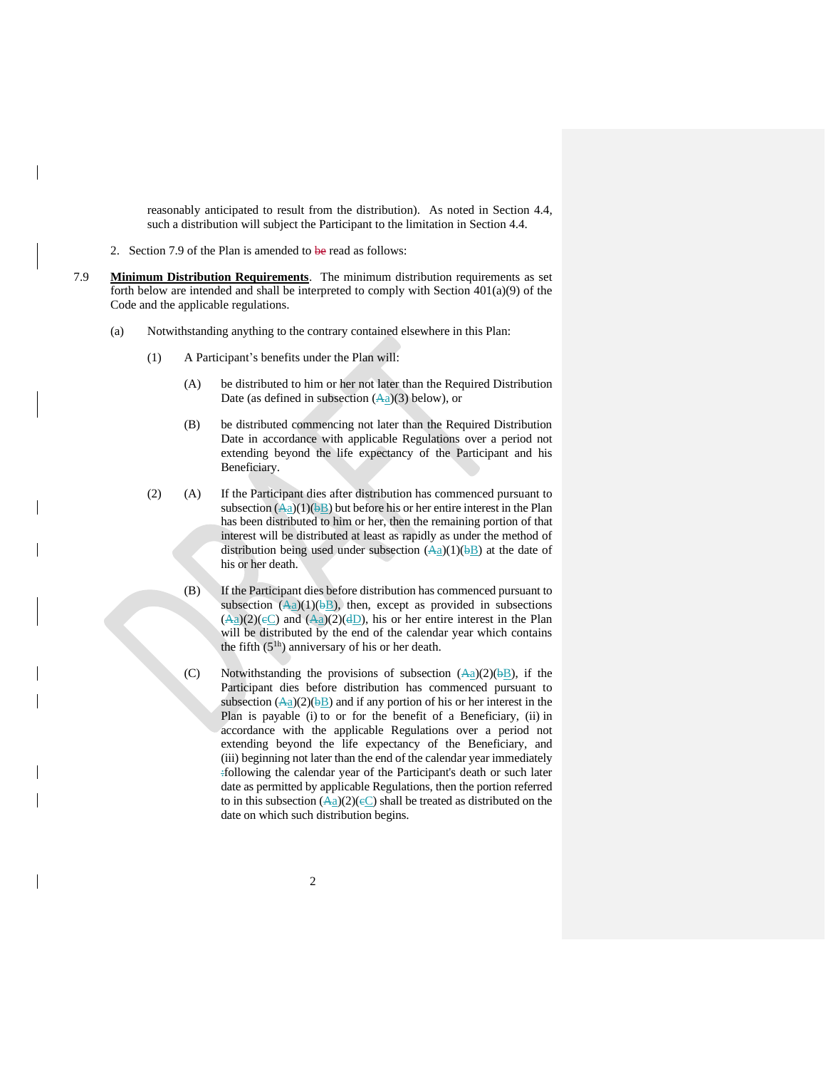reasonably anticipated to result from the distribution). As noted in Section 4.4, such a distribution will subject the Participant to the limitation in Section 4.4.

2. Section 7.9 of the Plan is amended to ~~be~~ read as follows:

7.9 **Minimum Distribution Requirements**. The minimum distribution requirements as set forth below are intended and shall be interpreted to comply with Section 401(a)(9) of the Code and the applicable regulations.

(a) Notwithstanding anything to the contrary contained elsewhere in this Plan:

(1) A Participant's benefits under the Plan will:

(A) be distributed to him or her not later than the Required Distribution Date (as defined in subsection (~~A~~a)(3) below), or

(B) be distributed commencing not later than the Required Distribution Date in accordance with applicable Regulations over a period not extending beyond the life expectancy of the Participant and his Beneficiary.

(2) (A) If the Participant dies after distribution has commenced pursuant to subsection (~~A~~a)(1)(~~b~~B) but before his or her entire interest in the Plan has been distributed to him or her, then the remaining portion of that interest will be distributed at least as rapidly as under the method of distribution being used under subsection (~~A~~a)(1)(~~b~~B) at the date of his or her death.

(B) If the Participant dies before distribution has commenced pursuant to subsection (~~A~~a)(1)(~~b~~B), then, except as provided in subsections (~~A~~a)(2)(~~c~~C) and (~~A~~a)(2)(~~d~~D), his or her entire interest in the Plan will be distributed by the end of the calendar year which contains the fifth (5th) anniversary of his or her death.

(C) Notwithstanding the provisions of subsection (~~A~~a)(2)(~~b~~B), if the Participant dies before distribution has commenced pursuant to subsection (~~A~~a)(2)(~~b~~B) and if any portion of his or her interest in the Plan is payable (i) to or for the benefit of a Beneficiary, (ii) in accordance with the applicable Regulations over a period not extending beyond the life expectancy of the Beneficiary, and (iii) beginning not later than the end of the calendar year immediately ~~;~~following the calendar year of the Participant's death or such later date as permitted by applicable Regulations, then the portion referred to in this subsection (~~A~~a)(2)(~~c~~C) shall be treated as distributed on the date on which such distribution begins.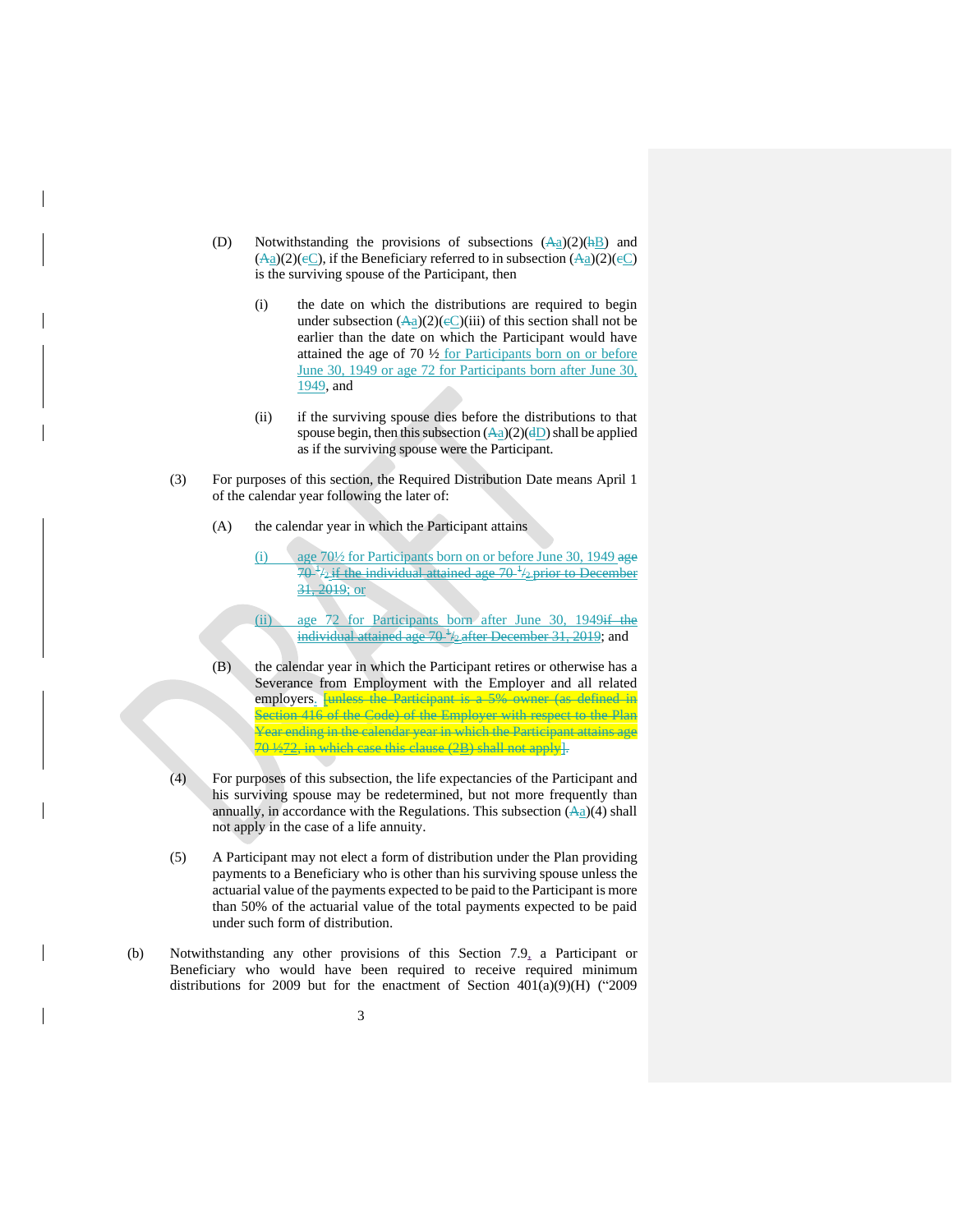(D) Notwithstanding the provisions of subsections (Aa)(2)(bB) and (Aa)(2)(cC), if the Beneficiary referred to in subsection (Aa)(2)(cC) is the surviving spouse of the Participant, then

(i) the date on which the distributions are required to begin under subsection (Aa)(2)(cC)(iii) of this section shall not be earlier than the date on which the Participant would have attained the age of 70 ½ for Participants born on or before June 30, 1949 or age 72 for Participants born after June 30, 1949, and

(ii) if the surviving spouse dies before the distributions to that spouse begin, then this subsection (Aa)(2)(dD) shall be applied as if the surviving spouse were the Participant.

(3) For purposes of this section, the Required Distribution Date means April 1 of the calendar year following the later of:

(A) the calendar year in which the Participant attains

(i) age 70½ for Participants born on or before June 30, 1949 age 70 ½ if the individual attained age 70 ½ prior to December 31, 2019; or

(ii) age 72 for Participants born after June 30, 1949if the individual attained age 70 ½ after December 31, 2019; and

(B) the calendar year in which the Participant retires or otherwise has a Severance from Employment with the Employer and all related employers. [unless the Participant is a 5% owner (as defined in Section 416 of the Code) of the Employer with respect to the Plan Year ending in the calendar year in which the Participant attains age 70 ½72, in which case this clause (2B) shall not apply].

(4) For purposes of this subsection, the life expectancies of the Participant and his surviving spouse may be redetermined, but not more frequently than annually, in accordance with the Regulations. This subsection (Aa)(4) shall not apply in the case of a life annuity.

(5) A Participant may not elect a form of distribution under the Plan providing payments to a Beneficiary who is other than his surviving spouse unless the actuarial value of the payments expected to be paid to the Participant is more than 50% of the actuarial value of the total payments expected to be paid under such form of distribution.

(b) Notwithstanding any other provisions of this Section 7.9, a Participant or Beneficiary who would have been required to receive required minimum distributions for 2009 but for the enactment of Section 401(a)(9)(H) ("2009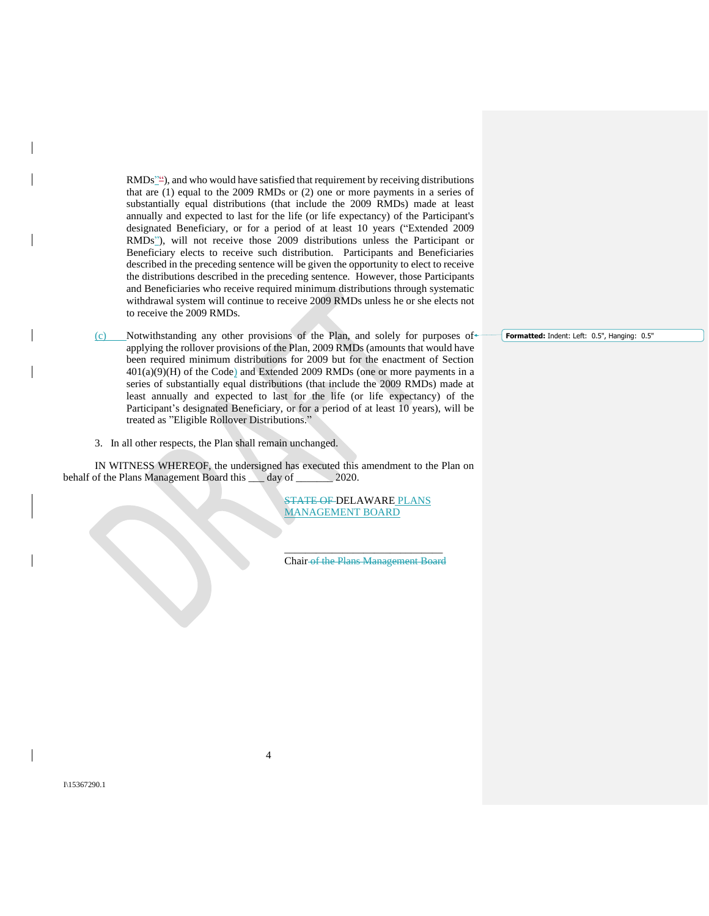RMDs"), and who would have satisfied that requirement by receiving distributions that are (1) equal to the 2009 RMDs or (2) one or more payments in a series of substantially equal distributions (that include the 2009 RMDs) made at least annually and expected to last for the life (or life expectancy) of the Participant's designated Beneficiary, or for a period of at least 10 years ("Extended 2009 RMDs"), will not receive those 2009 distributions unless the Participant or Beneficiary elects to receive such distribution. Participants and Beneficiaries described in the preceding sentence will be given the opportunity to elect to receive the distributions described in the preceding sentence. However, those Participants and Beneficiaries who receive required minimum distributions through systematic withdrawal system will continue to receive 2009 RMDs unless he or she elects not to receive the 2009 RMDs.

(c) Notwithstanding any other provisions of the Plan, and solely for purposes of applying the rollover provisions of the Plan, 2009 RMDs (amounts that would have been required minimum distributions for 2009 but for the enactment of Section 401(a)(9)(H) of the Code) and Extended 2009 RMDs (one or more payments in a series of substantially equal distributions (that include the 2009 RMDs) made at least annually and expected to last for the life (or life expectancy) of the Participant's designated Beneficiary, or for a period of at least 10 years), will be treated as "Eligible Rollover Distributions."

3. In all other respects, the Plan shall remain unchanged.

IN WITNESS WHEREOF, the undersigned has executed this amendment to the Plan on behalf of the Plans Management Board this ___ day of _______ 2020.

~~STATE OF~~ DELAWARE PLANS MANAGEMENT BOARD

______________________________

Chair ~~of the Plans Management Board~~